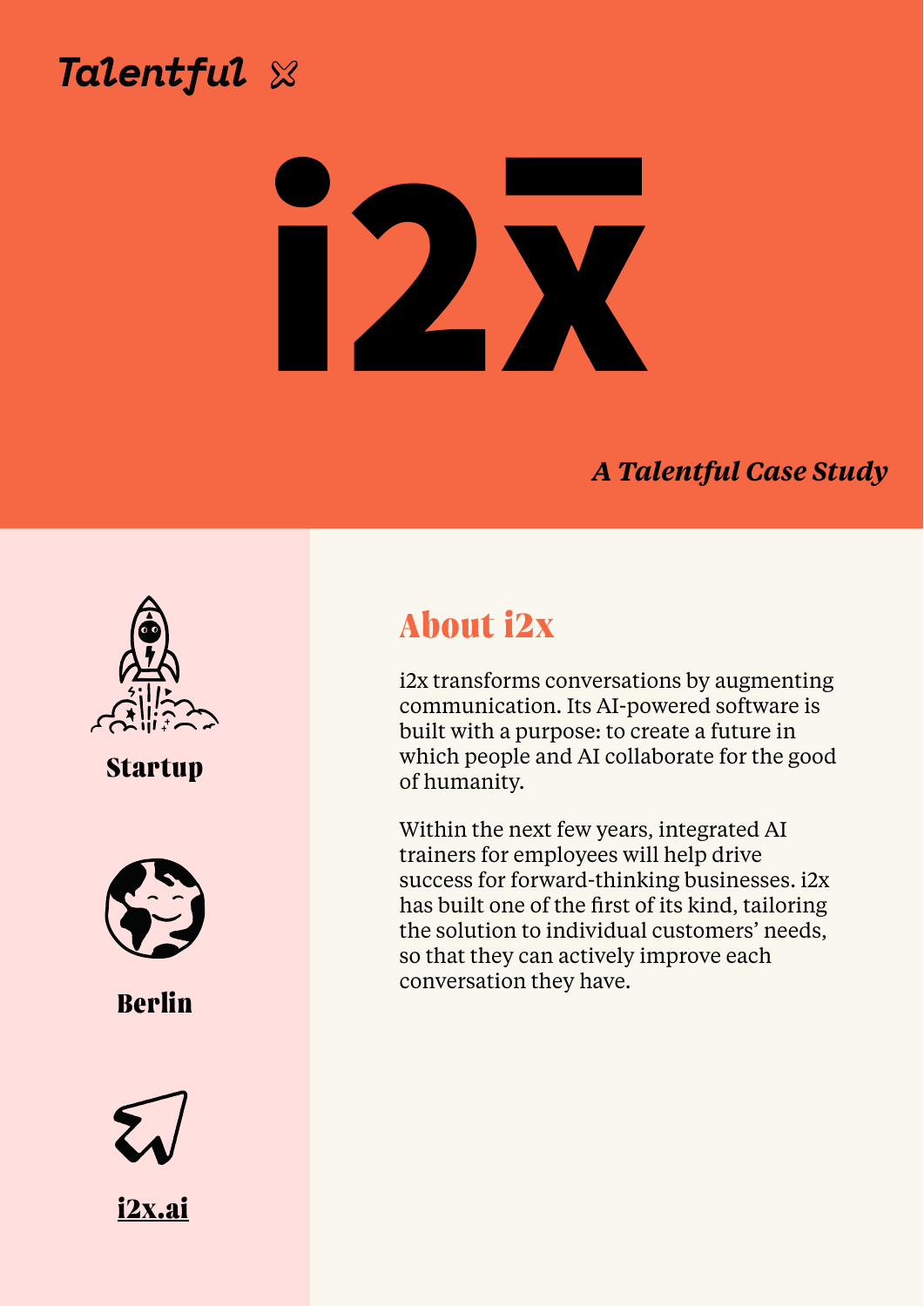Talentful ✕

# i2x

*A Talentful Case Study*

**Startup**

**Berlin**

**i2x.ai**

## About i2x

i2x transforms conversations by augmenting communication. Its AI-powered software is built with a purpose: to create a future in which people and AI collaborate for the good of humanity.

Within the next few years, integrated AI trainers for employees will help drive success for forward-thinking businesses. i2x has built one of the first of its kind, tailoring the solution to individual customers' needs, so that they can actively improve each conversation they have.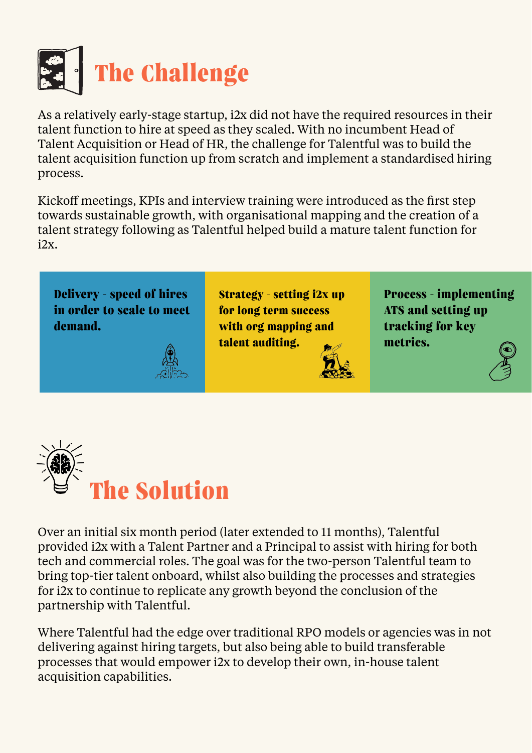# The Challenge

As a relatively early-stage startup, i2x did not have the required resources in their talent function to hire at speed as they scaled. With no incumbent Head of Talent Acquisition or Head of HR, the challenge for Talentful was to build the talent acquisition function up from scratch and implement a standardised hiring process.

Kickoff meetings, KPIs and interview training were introduced as the first step towards sustainable growth, with organisational mapping and the creation of a talent strategy following as Talentful helped build a mature talent function for i2x.

**Delivery - speed of hires in order to scale to meet demand.**

**Strategy - setting i2x up for long term success with org mapping and talent auditing.**

**Process - implementing ATS and setting up tracking for key metrics.**

# The Solution

Over an initial six month period (later extended to 11 months), Talentful provided i2x with a Talent Partner and a Principal to assist with hiring for both tech and commercial roles. The goal was for the two-person Talentful team to bring top-tier talent onboard, whilst also building the processes and strategies for i2x to continue to replicate any growth beyond the conclusion of the partnership with Talentful.

Where Talentful had the edge over traditional RPO models or agencies was in not delivering against hiring targets, but also being able to build transferable processes that would empower i2x to develop their own, in-house talent acquisition capabilities.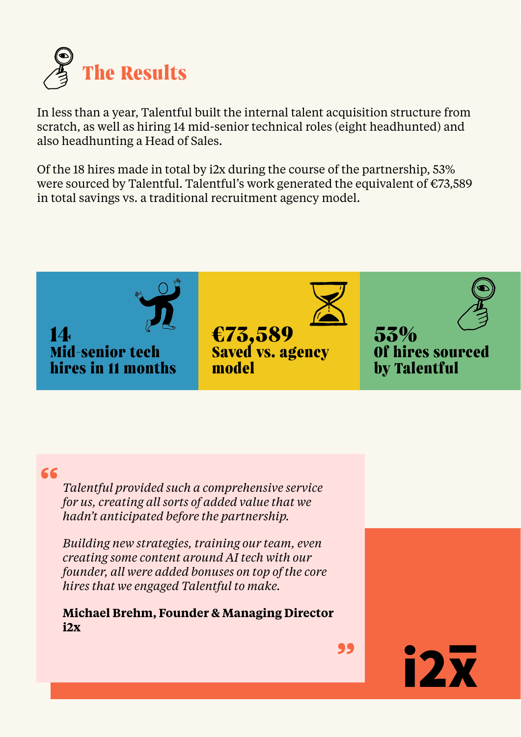# The Results

In less than a year, Talentful built the internal talent acquisition structure from scratch, as well as hiring 14 mid-senior technical roles (eight headhunted) and also headhunting a Head of Sales.

Of the 18 hires made in total by i2x during the course of the partnership, 53% were sourced by Talentful. Talentful's work generated the equivalent of €73,589 in total savings vs. a traditional recruitment agency model.

**14**
**Mid-senior tech hires in 11 months**

**€73,589**
**Saved vs. agency model**

**53%**
**Of hires sourced by Talentful**

> *Talentful provided such a comprehensive service for us, creating all sorts of added value that we hadn't anticipated before the partnership.*
>
> *Building new strategies, training our team, even creating some content around AI tech with our founder, all were added bonuses on top of the core hires that we engaged Talentful to make.*
>
> **Michael Brehm, Founder & Managing Director i2x**

i2x